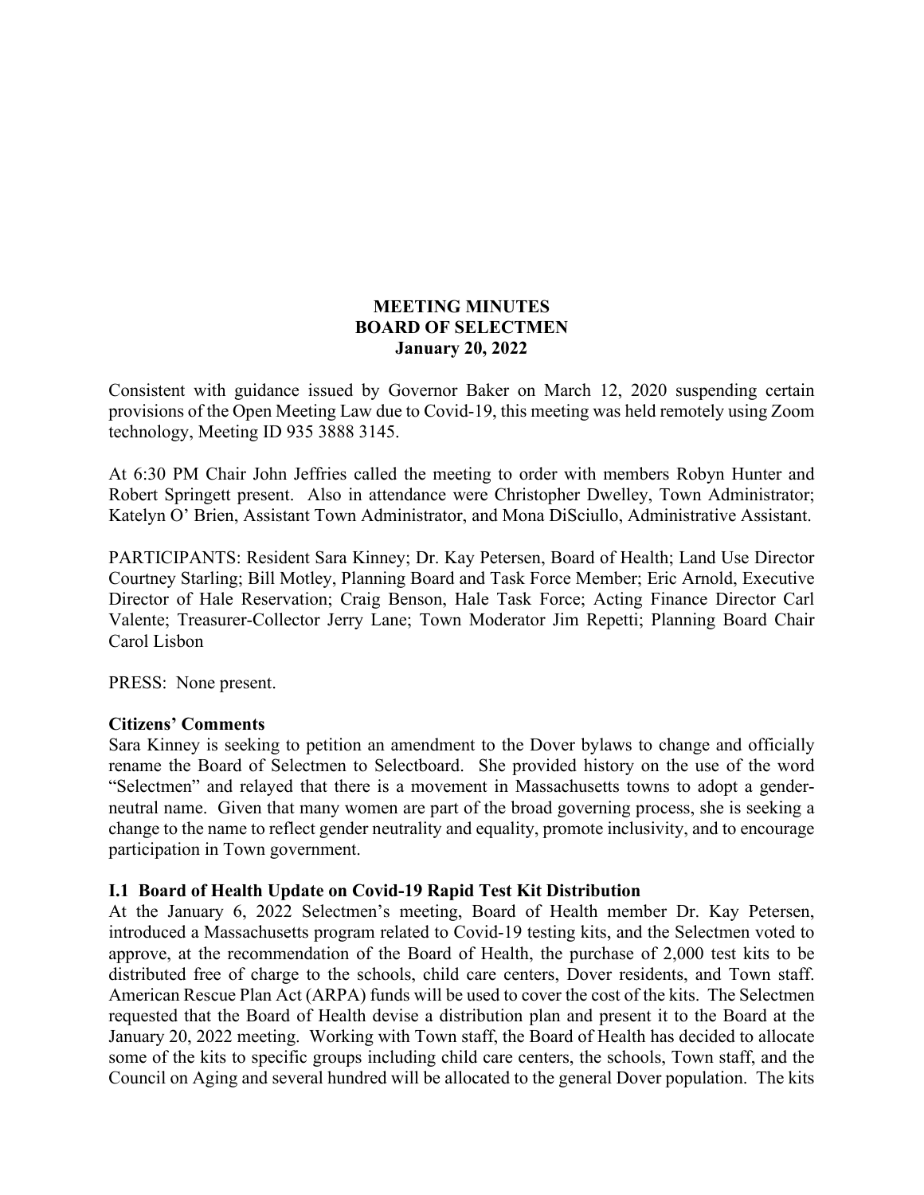**MEETING MINUTES**
**BOARD OF SELECTMEN**
**January 20, 2022**

Consistent with guidance issued by Governor Baker on March 12, 2020 suspending certain provisions of the Open Meeting Law due to Covid-19, this meeting was held remotely using Zoom technology, Meeting ID 935 3888 3145.

At 6:30 PM Chair John Jeffries called the meeting to order with members Robyn Hunter and Robert Springett present. Also in attendance were Christopher Dwelley, Town Administrator; Katelyn O' Brien, Assistant Town Administrator, and Mona DiSciullo, Administrative Assistant.

PARTICIPANTS: Resident Sara Kinney; Dr. Kay Petersen, Board of Health; Land Use Director Courtney Starling; Bill Motley, Planning Board and Task Force Member; Eric Arnold, Executive Director of Hale Reservation; Craig Benson, Hale Task Force; Acting Finance Director Carl Valente; Treasurer-Collector Jerry Lane; Town Moderator Jim Repetti; Planning Board Chair Carol Lisbon

PRESS: None present.

**Citizens' Comments**

Sara Kinney is seeking to petition an amendment to the Dover bylaws to change and officially rename the Board of Selectmen to Selectboard. She provided history on the use of the word "Selectmen" and relayed that there is a movement in Massachusetts towns to adopt a gender-neutral name. Given that many women are part of the broad governing process, she is seeking a change to the name to reflect gender neutrality and equality, promote inclusivity, and to encourage participation in Town government.

**I.1 Board of Health Update on Covid-19 Rapid Test Kit Distribution**

At the January 6, 2022 Selectmen's meeting, Board of Health member Dr. Kay Petersen, introduced a Massachusetts program related to Covid-19 testing kits, and the Selectmen voted to approve, at the recommendation of the Board of Health, the purchase of 2,000 test kits to be distributed free of charge to the schools, child care centers, Dover residents, and Town staff. American Rescue Plan Act (ARPA) funds will be used to cover the cost of the kits. The Selectmen requested that the Board of Health devise a distribution plan and present it to the Board at the January 20, 2022 meeting. Working with Town staff, the Board of Health has decided to allocate some of the kits to specific groups including child care centers, the schools, Town staff, and the Council on Aging and several hundred will be allocated to the general Dover population. The kits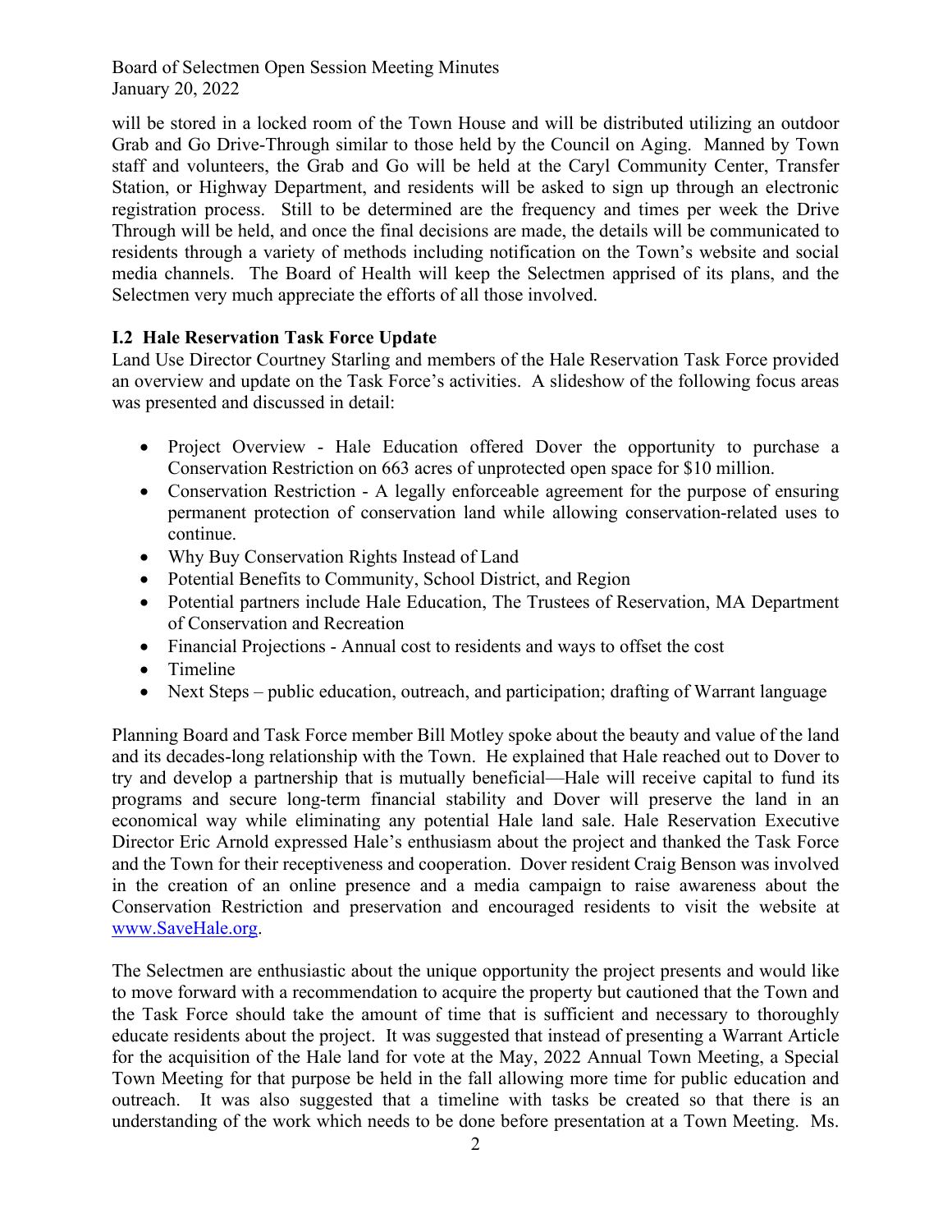will be stored in a locked room of the Town House and will be distributed utilizing an outdoor Grab and Go Drive-Through similar to those held by the Council on Aging. Manned by Town staff and volunteers, the Grab and Go will be held at the Caryl Community Center, Transfer Station, or Highway Department, and residents will be asked to sign up through an electronic registration process. Still to be determined are the frequency and times per week the Drive Through will be held, and once the final decisions are made, the details will be communicated to residents through a variety of methods including notification on the Town's website and social media channels. The Board of Health will keep the Selectmen apprised of its plans, and the Selectmen very much appreciate the efforts of all those involved.

**I.2 Hale Reservation Task Force Update**

Land Use Director Courtney Starling and members of the Hale Reservation Task Force provided an overview and update on the Task Force's activities. A slideshow of the following focus areas was presented and discussed in detail:

- Project Overview - Hale Education offered Dover the opportunity to purchase a Conservation Restriction on 663 acres of unprotected open space for $10 million.
- Conservation Restriction - A legally enforceable agreement for the purpose of ensuring permanent protection of conservation land while allowing conservation-related uses to continue.
- Why Buy Conservation Rights Instead of Land
- Potential Benefits to Community, School District, and Region
- Potential partners include Hale Education, The Trustees of Reservation, MA Department of Conservation and Recreation
- Financial Projections - Annual cost to residents and ways to offset the cost
- Timeline
- Next Steps – public education, outreach, and participation; drafting of Warrant language

Planning Board and Task Force member Bill Motley spoke about the beauty and value of the land and its decades-long relationship with the Town. He explained that Hale reached out to Dover to try and develop a partnership that is mutually beneficial—Hale will receive capital to fund its programs and secure long-term financial stability and Dover will preserve the land in an economical way while eliminating any potential Hale land sale. Hale Reservation Executive Director Eric Arnold expressed Hale's enthusiasm about the project and thanked the Task Force and the Town for their receptiveness and cooperation. Dover resident Craig Benson was involved in the creation of an online presence and a media campaign to raise awareness about the Conservation Restriction and preservation and encouraged residents to visit the website at [www.SaveHale.org](http://www.SaveHale.org).

The Selectmen are enthusiastic about the unique opportunity the project presents and would like to move forward with a recommendation to acquire the property but cautioned that the Town and the Task Force should take the amount of time that is sufficient and necessary to thoroughly educate residents about the project. It was suggested that instead of presenting a Warrant Article for the acquisition of the Hale land for vote at the May, 2022 Annual Town Meeting, a Special Town Meeting for that purpose be held in the fall allowing more time for public education and outreach. It was also suggested that a timeline with tasks be created so that there is an understanding of the work which needs to be done before presentation at a Town Meeting. Ms.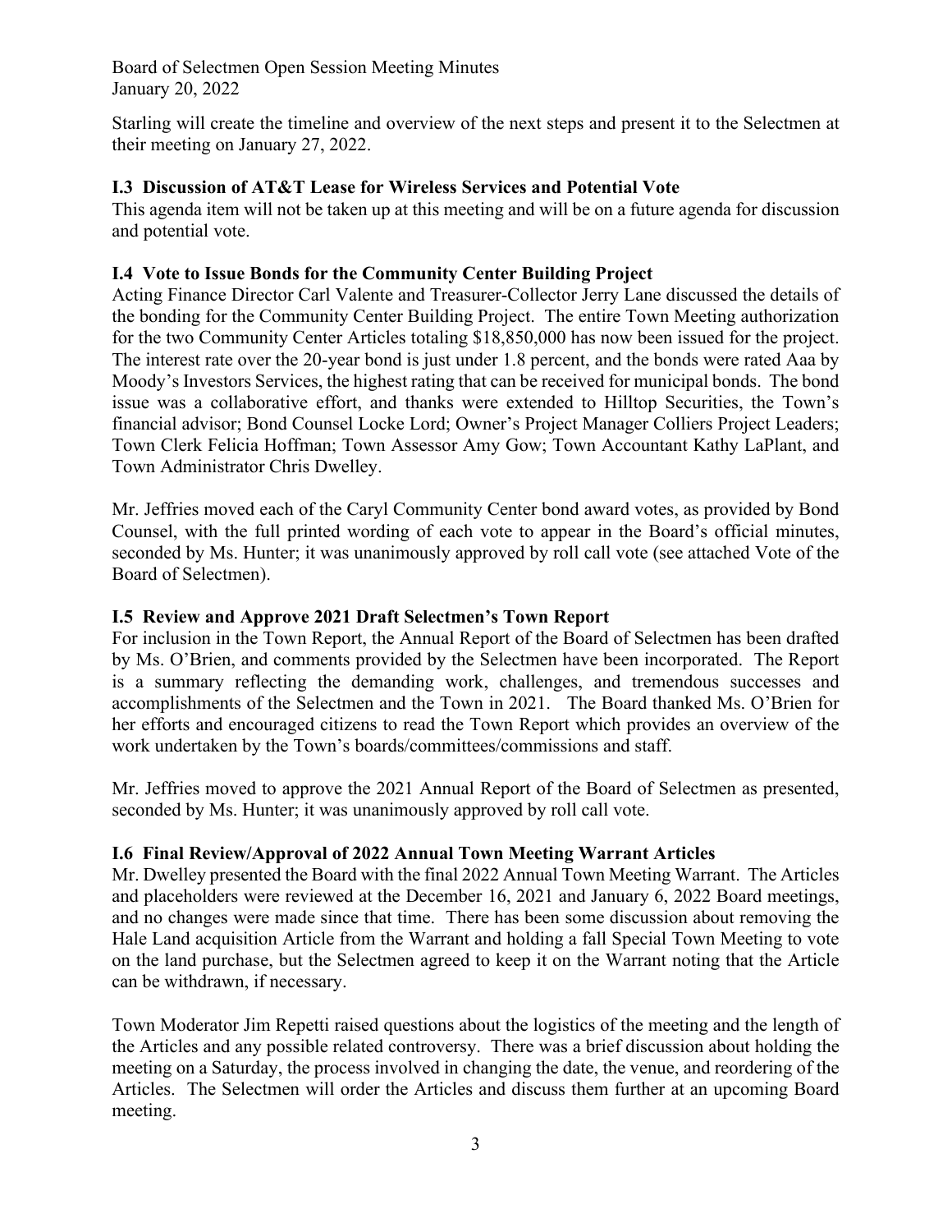Starling will create the timeline and overview of the next steps and present it to the Selectmen at their meeting on January 27, 2022.

### I.3 Discussion of AT&T Lease for Wireless Services and Potential Vote

This agenda item will not be taken up at this meeting and will be on a future agenda for discussion and potential vote.

### I.4 Vote to Issue Bonds for the Community Center Building Project

Acting Finance Director Carl Valente and Treasurer-Collector Jerry Lane discussed the details of the bonding for the Community Center Building Project. The entire Town Meeting authorization for the two Community Center Articles totaling $18,850,000 has now been issued for the project. The interest rate over the 20-year bond is just under 1.8 percent, and the bonds were rated Aaa by Moody's Investors Services, the highest rating that can be received for municipal bonds. The bond issue was a collaborative effort, and thanks were extended to Hilltop Securities, the Town's financial advisor; Bond Counsel Locke Lord; Owner's Project Manager Colliers Project Leaders; Town Clerk Felicia Hoffman; Town Assessor Amy Gow; Town Accountant Kathy LaPlant, and Town Administrator Chris Dwelley.

Mr. Jeffries moved each of the Caryl Community Center bond award votes, as provided by Bond Counsel, with the full printed wording of each vote to appear in the Board's official minutes, seconded by Ms. Hunter; it was unanimously approved by roll call vote (see attached Vote of the Board of Selectmen).

### I.5 Review and Approve 2021 Draft Selectmen's Town Report

For inclusion in the Town Report, the Annual Report of the Board of Selectmen has been drafted by Ms. O'Brien, and comments provided by the Selectmen have been incorporated. The Report is a summary reflecting the demanding work, challenges, and tremendous successes and accomplishments of the Selectmen and the Town in 2021. The Board thanked Ms. O'Brien for her efforts and encouraged citizens to read the Town Report which provides an overview of the work undertaken by the Town's boards/committees/commissions and staff.

Mr. Jeffries moved to approve the 2021 Annual Report of the Board of Selectmen as presented, seconded by Ms. Hunter; it was unanimously approved by roll call vote.

### I.6 Final Review/Approval of 2022 Annual Town Meeting Warrant Articles

Mr. Dwelley presented the Board with the final 2022 Annual Town Meeting Warrant. The Articles and placeholders were reviewed at the December 16, 2021 and January 6, 2022 Board meetings, and no changes were made since that time. There has been some discussion about removing the Hale Land acquisition Article from the Warrant and holding a fall Special Town Meeting to vote on the land purchase, but the Selectmen agreed to keep it on the Warrant noting that the Article can be withdrawn, if necessary.

Town Moderator Jim Repetti raised questions about the logistics of the meeting and the length of the Articles and any possible related controversy. There was a brief discussion about holding the meeting on a Saturday, the process involved in changing the date, the venue, and reordering of the Articles. The Selectmen will order the Articles and discuss them further at an upcoming Board meeting.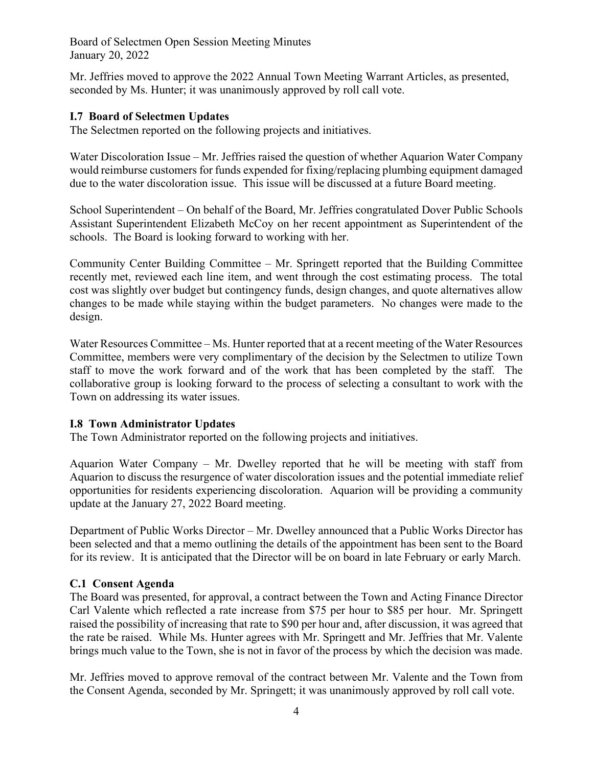Mr. Jeffries moved to approve the 2022 Annual Town Meeting Warrant Articles, as presented, seconded by Ms. Hunter; it was unanimously approved by roll call vote.

### I.7 Board of Selectmen Updates

The Selectmen reported on the following projects and initiatives.

Water Discoloration Issue – Mr. Jeffries raised the question of whether Aquarion Water Company would reimburse customers for funds expended for fixing/replacing plumbing equipment damaged due to the water discoloration issue. This issue will be discussed at a future Board meeting.

School Superintendent – On behalf of the Board, Mr. Jeffries congratulated Dover Public Schools Assistant Superintendent Elizabeth McCoy on her recent appointment as Superintendent of the schools. The Board is looking forward to working with her.

Community Center Building Committee – Mr. Springett reported that the Building Committee recently met, reviewed each line item, and went through the cost estimating process. The total cost was slightly over budget but contingency funds, design changes, and quote alternatives allow changes to be made while staying within the budget parameters. No changes were made to the design.

Water Resources Committee – Ms. Hunter reported that at a recent meeting of the Water Resources Committee, members were very complimentary of the decision by the Selectmen to utilize Town staff to move the work forward and of the work that has been completed by the staff. The collaborative group is looking forward to the process of selecting a consultant to work with the Town on addressing its water issues.

### I.8 Town Administrator Updates

The Town Administrator reported on the following projects and initiatives.

Aquarion Water Company – Mr. Dwelley reported that he will be meeting with staff from Aquarion to discuss the resurgence of water discoloration issues and the potential immediate relief opportunities for residents experiencing discoloration. Aquarion will be providing a community update at the January 27, 2022 Board meeting.

Department of Public Works Director – Mr. Dwelley announced that a Public Works Director has been selected and that a memo outlining the details of the appointment has been sent to the Board for its review. It is anticipated that the Director will be on board in late February or early March.

### C.1 Consent Agenda

The Board was presented, for approval, a contract between the Town and Acting Finance Director Carl Valente which reflected a rate increase from $75 per hour to $85 per hour. Mr. Springett raised the possibility of increasing that rate to $90 per hour and, after discussion, it was agreed that the rate be raised. While Ms. Hunter agrees with Mr. Springett and Mr. Jeffries that Mr. Valente brings much value to the Town, she is not in favor of the process by which the decision was made.

Mr. Jeffries moved to approve removal of the contract between Mr. Valente and the Town from the Consent Agenda, seconded by Mr. Springett; it was unanimously approved by roll call vote.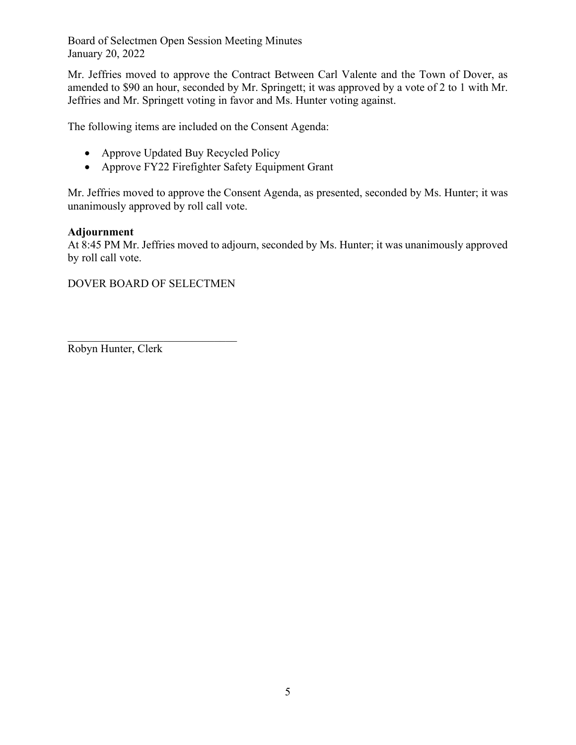Mr. Jeffries moved to approve the Contract Between Carl Valente and the Town of Dover, as amended to $90 an hour, seconded by Mr. Springett; it was approved by a vote of 2 to 1 with Mr. Jeffries and Mr. Springett voting in favor and Ms. Hunter voting against.

The following items are included on the Consent Agenda:

- Approve Updated Buy Recycled Policy
- Approve FY22 Firefighter Safety Equipment Grant

Mr. Jeffries moved to approve the Consent Agenda, as presented, seconded by Ms. Hunter; it was unanimously approved by roll call vote.

**Adjournment**
At 8:45 PM Mr. Jeffries moved to adjourn, seconded by Ms. Hunter; it was unanimously approved by roll call vote.

DOVER BOARD OF SELECTMEN

_______________________________
Robyn Hunter, Clerk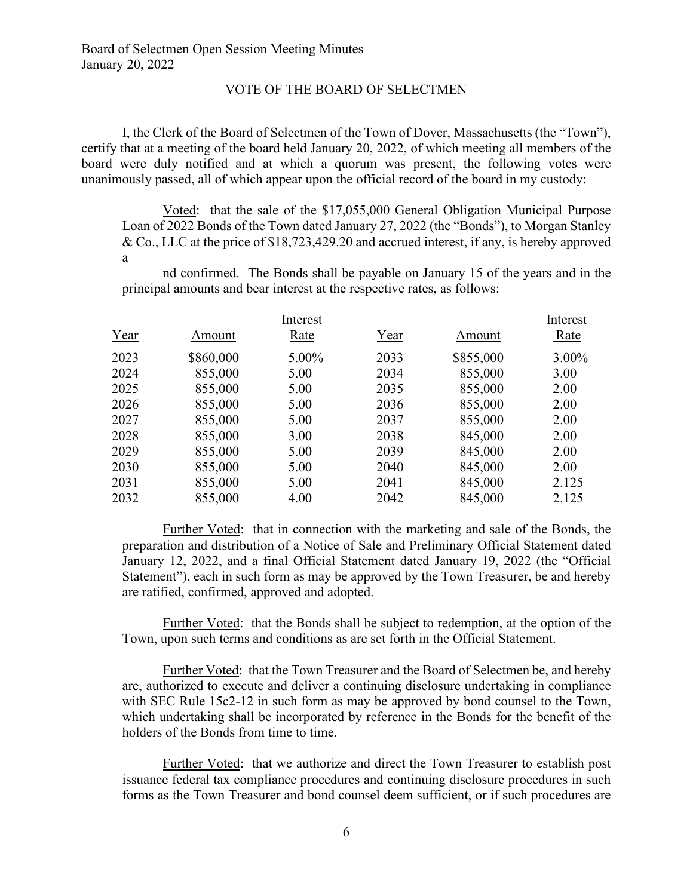Board of Selectmen Open Session Meeting Minutes
January 20, 2022

VOTE OF THE BOARD OF SELECTMEN

I, the Clerk of the Board of Selectmen of the Town of Dover, Massachusetts (the "Town"), certify that at a meeting of the board held January 20, 2022, of which meeting all members of the board were duly notified and at which a quorum was present, the following votes were unanimously passed, all of which appear upon the official record of the board in my custody:

Voted: that the sale of the $17,055,000 General Obligation Municipal Purpose Loan of 2022 Bonds of the Town dated January 27, 2022 (the "Bonds"), to Morgan Stanley & Co., LLC at the price of $18,723,429.20 and accrued interest, if any, is hereby approved a

nd confirmed. The Bonds shall be payable on January 15 of the years and in the principal amounts and bear interest at the respective rates, as follows:

| Year | Amount | Interest Rate | Year | Amount | Interest Rate |
|---|---|---|---|---|---|
| 2023 | $860,000 | 5.00% | 2033 | $855,000 | 3.00% |
| 2024 | 855,000 | 5.00 | 2034 | 855,000 | 3.00 |
| 2025 | 855,000 | 5.00 | 2035 | 855,000 | 2.00 |
| 2026 | 855,000 | 5.00 | 2036 | 855,000 | 2.00 |
| 2027 | 855,000 | 5.00 | 2037 | 855,000 | 2.00 |
| 2028 | 855,000 | 3.00 | 2038 | 845,000 | 2.00 |
| 2029 | 855,000 | 5.00 | 2039 | 845,000 | 2.00 |
| 2030 | 855,000 | 5.00 | 2040 | 845,000 | 2.00 |
| 2031 | 855,000 | 5.00 | 2041 | 845,000 | 2.125 |
| 2032 | 855,000 | 4.00 | 2042 | 845,000 | 2.125 |

Further Voted: that in connection with the marketing and sale of the Bonds, the preparation and distribution of a Notice of Sale and Preliminary Official Statement dated January 12, 2022, and a final Official Statement dated January 19, 2022 (the "Official Statement"), each in such form as may be approved by the Town Treasurer, be and hereby are ratified, confirmed, approved and adopted.

Further Voted: that the Bonds shall be subject to redemption, at the option of the Town, upon such terms and conditions as are set forth in the Official Statement.

Further Voted: that the Town Treasurer and the Board of Selectmen be, and hereby are, authorized to execute and deliver a continuing disclosure undertaking in compliance with SEC Rule 15c2-12 in such form as may be approved by bond counsel to the Town, which undertaking shall be incorporated by reference in the Bonds for the benefit of the holders of the Bonds from time to time.

Further Voted: that we authorize and direct the Town Treasurer to establish post issuance federal tax compliance procedures and continuing disclosure procedures in such forms as the Town Treasurer and bond counsel deem sufficient, or if such procedures are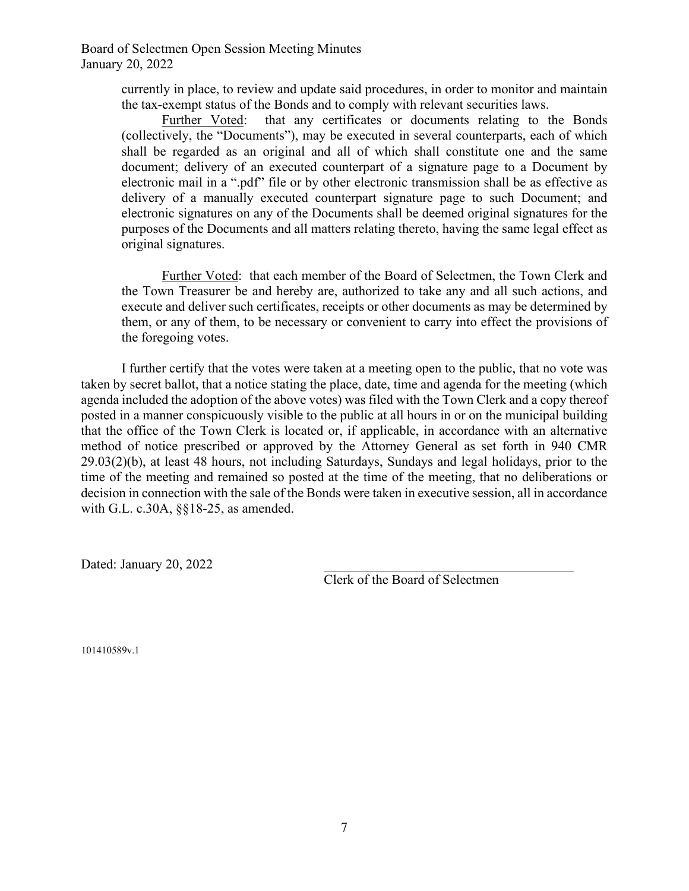currently in place, to review and update said procedures, in order to monitor and maintain the tax-exempt status of the Bonds and to comply with relevant securities laws.

Further Voted: that any certificates or documents relating to the Bonds (collectively, the "Documents"), may be executed in several counterparts, each of which shall be regarded as an original and all of which shall constitute one and the same document; delivery of an executed counterpart of a signature page to a Document by electronic mail in a ".pdf" file or by other electronic transmission shall be as effective as delivery of a manually executed counterpart signature page to such Document; and electronic signatures on any of the Documents shall be deemed original signatures for the purposes of the Documents and all matters relating thereto, having the same legal effect as original signatures.

Further Voted: that each member of the Board of Selectmen, the Town Clerk and the Town Treasurer be and hereby are, authorized to take any and all such actions, and execute and deliver such certificates, receipts or other documents as may be determined by them, or any of them, to be necessary or convenient to carry into effect the provisions of the foregoing votes.

I further certify that the votes were taken at a meeting open to the public, that no vote was taken by secret ballot, that a notice stating the place, date, time and agenda for the meeting (which agenda included the adoption of the above votes) was filed with the Town Clerk and a copy thereof posted in a manner conspicuously visible to the public at all hours in or on the municipal building that the office of the Town Clerk is located or, if applicable, in accordance with an alternative method of notice prescribed or approved by the Attorney General as set forth in 940 CMR 29.03(2)(b), at least 48 hours, not including Saturdays, Sundays and legal holidays, prior to the time of the meeting and remained so posted at the time of the meeting, that no deliberations or decision in connection with the sale of the Bonds were taken in executive session, all in accordance with G.L. c.30A, §§18-25, as amended.

Dated: January 20, 2022

\_\_\_\_\_\_\_\_\_\_\_\_\_\_\_\_\_\_\_\_\_\_\_\_\_\_\_\_\_\_\_\_\_\_\_\_\_\_

Clerk of the Board of Selectmen

101410589v.1